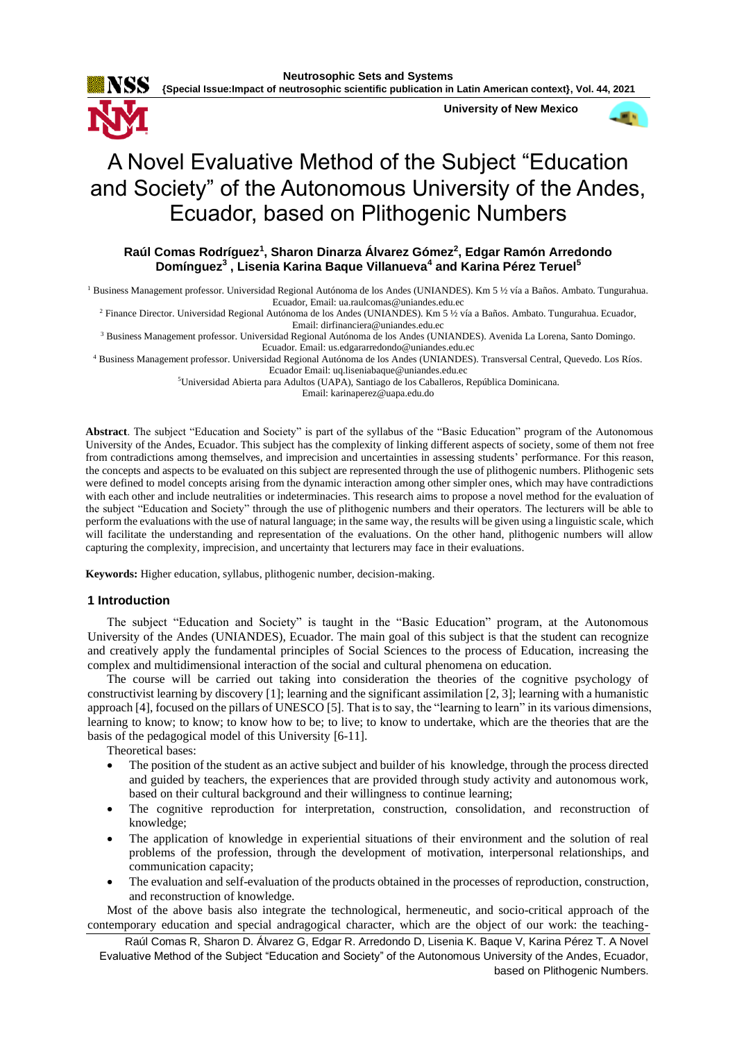# A Novel Evaluative Method of the Subject "Education and Society" of the Autonomous University of the Andes, Ecuador, based on Plithogenic Numbers

**Raúl Comas Rodríguez[1], Sharon Dinarza Álvarez Gómez[2], Edgar Ramón Arredondo Domínguez[3] , Lisenia Karina Baque Villanueva[4] and Karina Pérez Teruel[5]**

[1] Business Management professor. Universidad Regional Autónoma de los Andes (UNIANDES). Km 5 ½ vía a Baños. Ambato. Tungurahua. Ecuador, Email: ua.raulcomas@uniandes.edu.ec

[2] Finance Director. Universidad Regional Autónoma de los Andes (UNIANDES). Km 5 ½ vía a Baños. Ambato. Tungurahua. Ecuador, Email: dirfinanciera@uniandes.edu.ec

[3] Business Management professor. Universidad Regional Autónoma de los Andes (UNIANDES). Avenida La Lorena, Santo Domingo. Ecuador. Email: us.edgararredondo@uniandes.edu.ec

[4] Business Management professor. Universidad Regional Autónoma de los Andes (UNIANDES). Transversal Central, Quevedo. Los Ríos. Ecuador Email: uq.liseniabaque@uniandes.edu.ec

[5]Universidad Abierta para Adultos (UAPA), Santiago de los Caballeros, República Dominicana. Email: karinaperez@uapa.edu.do

**Abstract**. The subject "Education and Society" is part of the syllabus of the "Basic Education" program of the Autonomous University of the Andes, Ecuador. This subject has the complexity of linking different aspects of society, some of them not free from contradictions among themselves, and imprecision and uncertainties in assessing students' performance. For this reason, the concepts and aspects to be evaluated on this subject are represented through the use of plithogenic numbers. Plithogenic sets were defined to model concepts arising from the dynamic interaction among other simpler ones, which may have contradictions with each other and include neutralities or indeterminacies. This research aims to propose a novel method for the evaluation of the subject "Education and Society" through the use of plithogenic numbers and their operators. The lecturers will be able to perform the evaluations with the use of natural language; in the same way, the results will be given using a linguistic scale, which will facilitate the understanding and representation of the evaluations. On the other hand, plithogenic numbers will allow capturing the complexity, imprecision, and uncertainty that lecturers may face in their evaluations.

**Keywords:** Higher education, syllabus, plithogenic number, decision-making.

## 1 Introduction

The subject "Education and Society" is taught in the "Basic Education" program, at the Autonomous University of the Andes (UNIANDES), Ecuador. The main goal of this subject is that the student can recognize and creatively apply the fundamental principles of Social Sciences to the process of Education, increasing the complex and multidimensional interaction of the social and cultural phenomena on education.

The course will be carried out taking into consideration the theories of the cognitive psychology of constructivist learning by discovery [1]; learning and the significant assimilation [2, 3]; learning with a humanistic approach [4], focused on the pillars of UNESCO [5]. That is to say, the "learning to learn" in its various dimensions, learning to know; to know; to know how to be; to live; to know to undertake, which are the theories that are the basis of the pedagogical model of this University [6-11].

Theoretical bases:

- The position of the student as an active subject and builder of his knowledge, through the process directed and guided by teachers, the experiences that are provided through study activity and autonomous work, based on their cultural background and their willingness to continue learning;
- The cognitive reproduction for interpretation, construction, consolidation, and reconstruction of knowledge;
- The application of knowledge in experiential situations of their environment and the solution of real problems of the profession, through the development of motivation, interpersonal relationships, and communication capacity;
- The evaluation and self-evaluation of the products obtained in the processes of reproduction, construction, and reconstruction of knowledge.

Most of the above basis also integrate the technological, hermeneutic, and socio-critical approach of the contemporary education and special andragogical character, which are the object of our work: the teaching-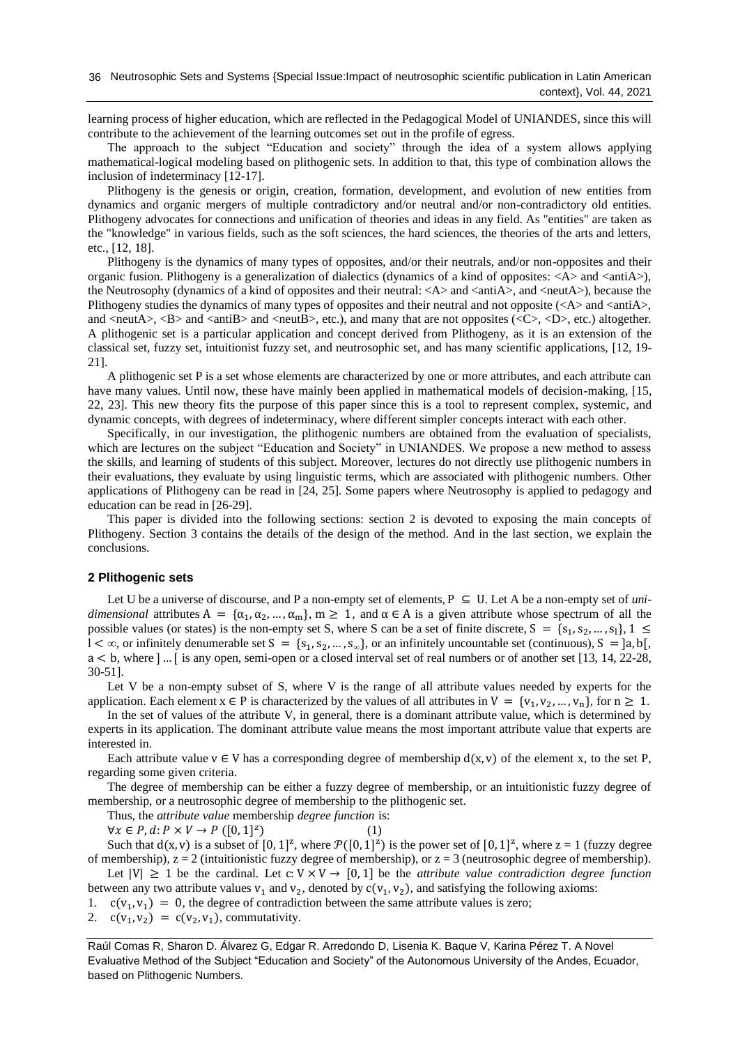learning process of higher education, which are reflected in the Pedagogical Model of UNIANDES, since this will contribute to the achievement of the learning outcomes set out in the profile of egress.

The approach to the subject "Education and society" through the idea of a system allows applying mathematical-logical modeling based on plithogenic sets. In addition to that, this type of combination allows the inclusion of indeterminacy [12-17].

Plithogeny is the genesis or origin, creation, formation, development, and evolution of new entities from dynamics and organic mergers of multiple contradictory and/or neutral and/or non-contradictory old entities. Plithogeny advocates for connections and unification of theories and ideas in any field. As "entities" are taken as the "knowledge" in various fields, such as the soft sciences, the hard sciences, the theories of the arts and letters, etc., [12, 18].

Plithogeny is the dynamics of many types of opposites, and/or their neutrals, and/or non-opposites and their organic fusion. Plithogeny is a generalization of dialectics (dynamics of a kind of opposites: <A> and <antiA>), the Neutrosophy (dynamics of a kind of opposites and their neutral: <A> and <antiA>, and <neutA>), because the Plithogeny studies the dynamics of many types of opposites and their neutral and not opposite (<A> and <antiA>, and <neutA>, <B> and <antiB> and <neutB>, etc.), and many that are not opposites (<C>, <D>, etc.) altogether. A plithogenic set is a particular application and concept derived from Plithogeny, as it is an extension of the classical set, fuzzy set, intuitionist fuzzy set, and neutrosophic set, and has many scientific applications, [12, 19-21].

A plithogenic set P is a set whose elements are characterized by one or more attributes, and each attribute can have many values. Until now, these have mainly been applied in mathematical models of decision-making, [15, 22, 23]. This new theory fits the purpose of this paper since this is a tool to represent complex, systemic, and dynamic concepts, with degrees of indeterminacy, where different simpler concepts interact with each other.

Specifically, in our investigation, the plithogenic numbers are obtained from the evaluation of specialists, which are lectures on the subject "Education and Society" in UNIANDES. We propose a new method to assess the skills, and learning of students of this subject. Moreover, lectures do not directly use plithogenic numbers in their evaluations, they evaluate by using linguistic terms, which are associated with plithogenic numbers. Other applications of Plithogeny can be read in [24, 25]. Some papers where Neutrosophy is applied to pedagogy and education can be read in [26-29].

This paper is divided into the following sections: section 2 is devoted to exposing the main concepts of Plithogeny. Section 3 contains the details of the design of the method. And in the last section, we explain the conclusions.

## 2 Plithogenic sets

Let U be a universe of discourse, and P a non-empty set of elements, $P \subseteq U$. Let A be a non-empty set of *uni-dimensional* attributes $A = \{\alpha_1, \alpha_2, \dots, \alpha_m\}$, $m \geq 1$, and $\alpha \in A$ is a given attribute whose spectrum of all the possible values (or states) is the non-empty set S, where S can be a set of finite discrete, $S = \{s_1, s_2, \dots, s_l\}$, $1 \leq l < \infty$, or infinitely denumerable set $S = \{s_1, s_2, \dots, s_\infty\}$, or an infinitely uncountable set (continuous), $S = ]a, b[$, $a < b$, where $] \dots [$ is any open, semi-open or a closed interval set of real numbers or of another set [13, 14, 22-28, 30-51].

Let V be a non-empty subset of S, where V is the range of all attribute values needed by experts for the application. Each element $x \in P$ is characterized by the values of all attributes in $V = \{v_1, v_2, \dots, v_n\}$, for $n \geq 1$.

In the set of values of the attribute V, in general, there is a dominant attribute value, which is determined by experts in its application. The dominant attribute value means the most important attribute value that experts are interested in.

Each attribute value $v \in V$ has a corresponding degree of membership $d(x, v)$ of the element x, to the set P, regarding some given criteria.

The degree of membership can be either a fuzzy degree of membership, or an intuitionistic fuzzy degree of membership, or a neutrosophic degree of membership to the plithogenic set.

Thus, the *attribute value* membership *degree function* is:

$$\forall x \in P, d: P \times V \to P\left([0,1]^z\right) \qquad (1)$$

Such that $d(x, v)$ is a subset of $[0, 1]^z$, where $\mathcal{P}([0, 1]^z)$ is the power set of $[0, 1]^z$, where z = 1 (fuzzy degree of membership), z = 2 (intuitionistic fuzzy degree of membership), or z = 3 (neutrosophic degree of membership).

Let $|V| \geq 1$ be the cardinal. Let $c: V \times V \to [0, 1]$ be the *attribute value contradiction degree function* between any two attribute values $v_1$ and $v_2$, denoted by $c(v_1, v_2)$, and satisfying the following axioms:

1. $c(v_1, v_1) = 0$, the degree of contradiction between the same attribute values is zero;
2. $c(v_1, v_2) = c(v_2, v_1)$, commutativity.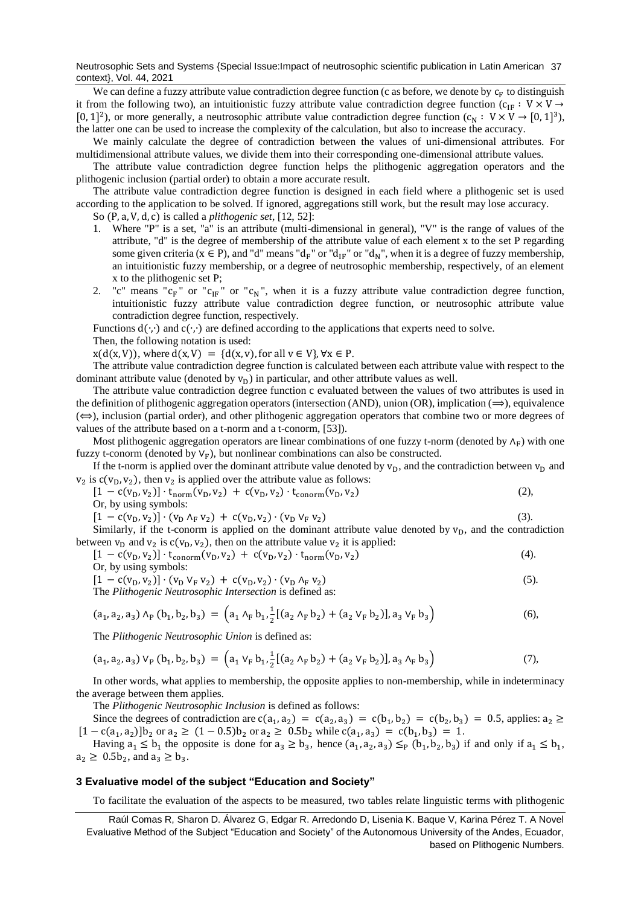We can define a fuzzy attribute value contradiction degree function (c as before, we denote by $c_F$ to distinguish it from the following two), an intuitionistic fuzzy attribute value contradiction degree function ($c_{IF}: V \times V \rightarrow [0,1]^2$), or more generally, a neutrosophic attribute value contradiction degree function ($c_N: V \times V \rightarrow [0,1]^3$), the latter one can be used to increase the complexity of the calculation, but also to increase the accuracy.

We mainly calculate the degree of contradiction between the values of uni-dimensional attributes. For multidimensional attribute values, we divide them into their corresponding one-dimensional attribute values.

The attribute value contradiction degree function helps the plithogenic aggregation operators and the plithogenic inclusion (partial order) to obtain a more accurate result.

The attribute value contradiction degree function is designed in each field where a plithogenic set is used according to the application to be solved. If ignored, aggregations still work, but the result may lose accuracy.

So $(P, a, V, d, c)$ is called a *plithogenic set*, [12, 52]:

1. Where "P" is a set, "a" is an attribute (multi-dimensional in general), "V" is the range of values of the attribute, "d" is the degree of membership of the attribute value of each element x to the set P regarding some given criteria ($x \in P$), and "d" means "$d_F$" or "$d_{IF}$" or "$d_N$", when it is a degree of fuzzy membership, an intuitionistic fuzzy membership, or a degree of neutrosophic membership, respectively, of an element x to the plithogenic set P;
2. "c" means "$c_F$" or "$c_{IF}$" or "$c_N$", when it is a fuzzy attribute value contradiction degree function, intuitionistic fuzzy attribute value contradiction degree function, or neutrosophic attribute value contradiction degree function, respectively.

Functions $d(\cdot,\cdot)$ and $c(\cdot,\cdot)$ are defined according to the applications that experts need to solve.

Then, the following notation is used:

$x(d(x,V))$, where $d(x,V) = \{d(x,v), \text{for all } v \in V\}, \forall x \in P$.

The attribute value contradiction degree function is calculated between each attribute value with respect to the dominant attribute value (denoted by $v_D$) in particular, and other attribute values as well.

The attribute value contradiction degree function c evaluated between the values of two attributes is used in the definition of plithogenic aggregation operators (intersection (AND), union (OR), implication ($\Longrightarrow$), equivalence ($\Leftrightarrow$), inclusion (partial order), and other plithogenic aggregation operators that combine two or more degrees of values of the attribute based on a t-norm and a t-conorm, [53]).

Most plithogenic aggregation operators are linear combinations of one fuzzy t-norm (denoted by $\wedge_F$) with one fuzzy t-conorm (denoted by $\vee_F$), but nonlinear combinations can also be constructed.

If the t-norm is applied over the dominant attribute value denoted by $v_D$, and the contradiction between $v_D$ and $v_2$ is $c(v_D, v_2)$, then $v_2$ is applied over the attribute value as follows:

$$[1 - c(v_D, v_2)] \cdot t_{norm}(v_D, v_2) + c(v_D, v_2) \cdot t_{conorm}(v_D, v_2) \quad (2),$$

Or, by using symbols:

$$[1 - c(v_D, v_2)] \cdot (v_D \wedge_F v_2) + c(v_D, v_2) \cdot (v_D \vee_F v_2) \quad (3).$$

Similarly, if the t-conorm is applied on the dominant attribute value denoted by $v_D$, and the contradiction between $v_D$ and $v_2$ is $c(v_D, v_2)$, then on the attribute value $v_2$ it is applied:

$$[1 - c(v_D, v_2)] \cdot t_{conorm}(v_D, v_2) + c(v_D, v_2) \cdot t_{norm}(v_D, v_2) \quad (4).$$

Or, by using symbols:

$$[1 - c(v_D, v_2)] \cdot (v_D \vee_F v_2) + c(v_D, v_2) \cdot (v_D \wedge_F v_2) \quad (5).$$

The *Plithogenic Neutrosophic Intersection* is defined as:

$$(a_1, a_2, a_3) \wedge_P (b_1, b_2, b_3) = \left(a_1 \wedge_F b_1, \tfrac{1}{2}[(a_2 \wedge_F b_2) + (a_2 \vee_F b_2)], a_3 \vee_F b_3\right) \quad (6),$$

The *Plithogenic Neutrosophic Union* is defined as:

$$(a_1, a_2, a_3) \vee_P (b_1, b_2, b_3) = \left(a_1 \vee_F b_1, \tfrac{1}{2}[(a_2 \wedge_F b_2) + (a_2 \vee_F b_2)], a_3 \wedge_F b_3\right) \quad (7),$$

In other words, what applies to membership, the opposite applies to non-membership, while in indeterminacy the average between them applies.

The *Plithogenic Neutrosophic Inclusion* is defined as follows:

Since the degrees of contradiction are $c(a_1, a_2) = c(a_2, a_3) = c(b_1, b_2) = c(b_2, b_3) = 0.5$, applies: $a_2 \geq [1 - c(a_1, a_2)]b_2$ or $a_2 \geq (1 - 0.5)b_2$ or $a_2 \geq 0.5b_2$ while $c(a_1, a_3) = c(b_1, b_3) = 1$.

Having $a_1 \leq b_1$ the opposite is done for $a_3 \geq b_3$, hence $(a_1, a_2, a_3) \leq_P (b_1, b_2, b_3)$ if and only if $a_1 \leq b_1$, $a_2 \geq 0.5b_2$, and $a_3 \geq b_3$.

## 3 Evaluative model of the subject "Education and Society"

To facilitate the evaluation of the aspects to be measured, two tables relate linguistic terms with plithogenic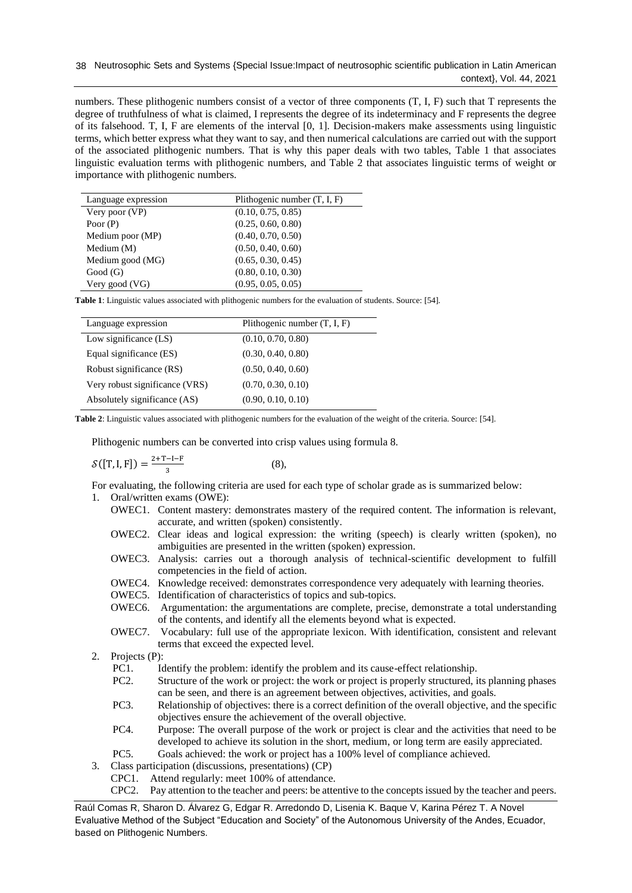numbers. These plithogenic numbers consist of a vector of three components (T, I, F) such that T represents the degree of truthfulness of what is claimed, I represents the degree of its indeterminacy and F represents the degree of its falsehood. T, I, F are elements of the interval [0, 1]. Decision-makers make assessments using linguistic terms, which better express what they want to say, and then numerical calculations are carried out with the support of the associated plithogenic numbers. That is why this paper deals with two tables, Table 1 that associates linguistic evaluation terms with plithogenic numbers, and Table 2 that associates linguistic terms of weight or importance with plithogenic numbers.

| Language expression | Plithogenic number (T, I, F) |
|---|---|
| Very poor (VP) | (0.10, 0.75, 0.85) |
| Poor (P) | (0.25, 0.60, 0.80) |
| Medium poor (MP) | (0.40, 0.70, 0.50) |
| Medium (M) | (0.50, 0.40, 0.60) |
| Medium good (MG) | (0.65, 0.30, 0.45) |
| Good (G) | (0.80, 0.10, 0.30) |
| Very good (VG) | (0.95, 0.05, 0.05) |

**Table 1**: Linguistic values associated with plithogenic numbers for the evaluation of students. Source: [54].

| Language expression | Plithogenic number (T, I, F) |
|---|---|
| Low significance (LS) | (0.10, 0.70, 0.80) |
| Equal significance (ES) | (0.30, 0.40, 0.80) |
| Robust significance (RS) | (0.50, 0.40, 0.60) |
| Very robust significance (VRS) | (0.70, 0.30, 0.10) |
| Absolutely significance (AS) | (0.90, 0.10, 0.10) |

**Table 2**: Linguistic values associated with plithogenic numbers for the evaluation of the weight of the criteria. Source: [54].

Plithogenic numbers can be converted into crisp values using formula 8.

$$\mathcal{S}([\mathrm{T}, \mathrm{I}, \mathrm{F}]) = \frac{2+\mathrm{T}-\mathrm{I}-\mathrm{F}}{3} \quad (8),$$

For evaluating, the following criteria are used for each type of scholar grade as is summarized below:

1. Oral/written exams (OWE):
   - OWEC1. Content mastery: demonstrates mastery of the required content. The information is relevant, accurate, and written (spoken) consistently.
   - OWEC2. Clear ideas and logical expression: the writing (speech) is clearly written (spoken), no ambiguities are presented in the written (spoken) expression.
   - OWEC3. Analysis: carries out a thorough analysis of technical-scientific development to fulfill competencies in the field of action.
   - OWEC4. Knowledge received: demonstrates correspondence very adequately with learning theories.
   - OWEC5. Identification of characteristics of topics and sub-topics.
   - OWEC6. Argumentation: the argumentations are complete, precise, demonstrate a total understanding of the contents, and identify all the elements beyond what is expected.
   - OWEC7. Vocabulary: full use of the appropriate lexicon. With identification, consistent and relevant terms that exceed the expected level.
2. Projects (P):
   - PC1. Identify the problem: identify the problem and its cause-effect relationship.
   - PC2. Structure of the work or project: the work or project is properly structured, its planning phases can be seen, and there is an agreement between objectives, activities, and goals.
   - PC3. Relationship of objectives: there is a correct definition of the overall objective, and the specific objectives ensure the achievement of the overall objective.
   - PC4. Purpose: The overall purpose of the work or project is clear and the activities that need to be developed to achieve its solution in the short, medium, or long term are easily appreciated.
   - PC5. Goals achieved: the work or project has a 100% level of compliance achieved.
3. Class participation (discussions, presentations) (CP)
   - CPC1. Attend regularly: meet 100% of attendance.
   - CPC2. Pay attention to the teacher and peers: be attentive to the concepts issued by the teacher and peers.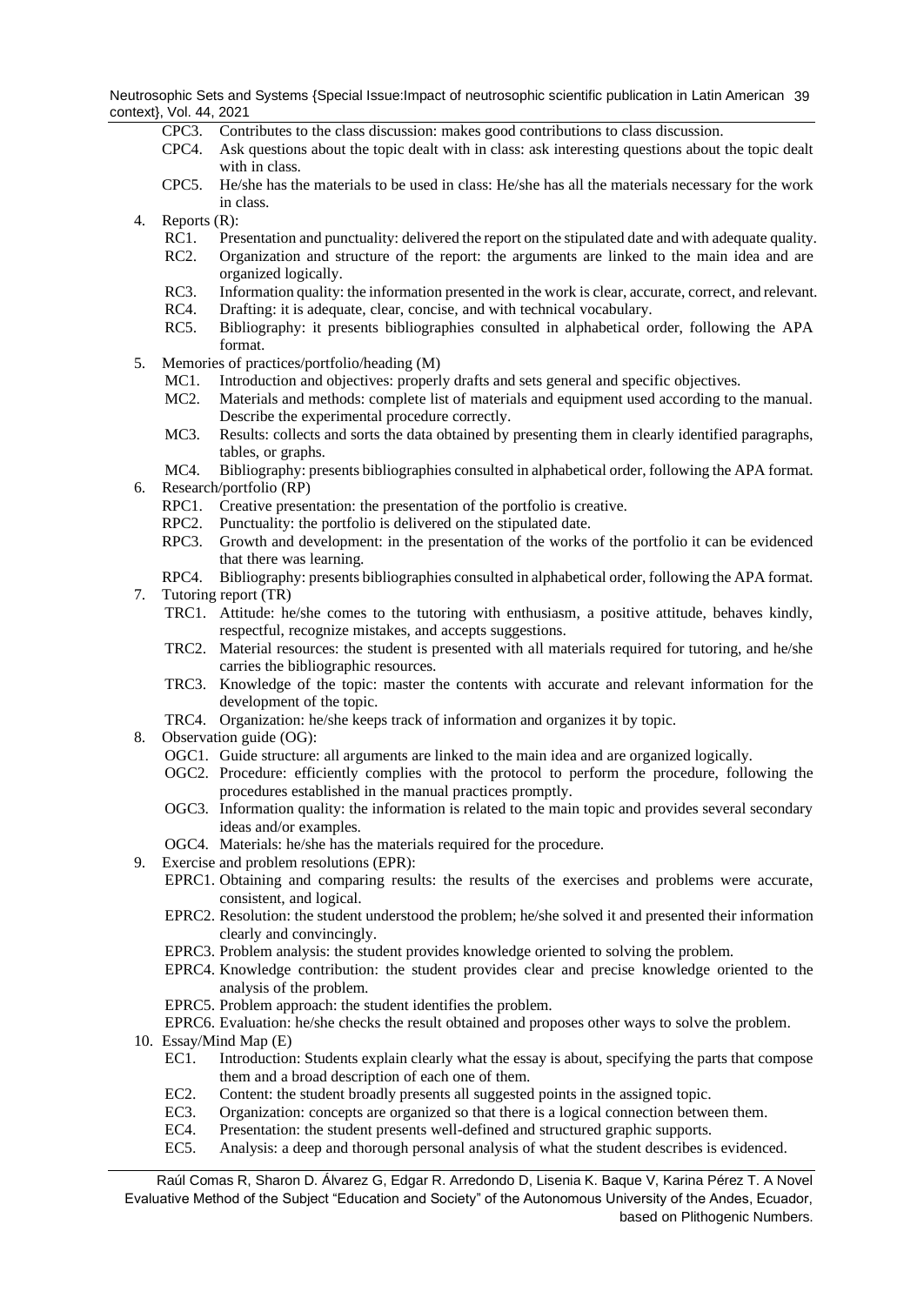CPC3. Contributes to the class discussion: makes good contributions to class discussion.

CPC4. Ask questions about the topic dealt with in class: ask interesting questions about the topic dealt with in class.

CPC5. He/she has the materials to be used in class: He/she has all the materials necessary for the work in class.

4. Reports (R):
   - RC1. Presentation and punctuality: delivered the report on the stipulated date and with adequate quality.
   - RC2. Organization and structure of the report: the arguments are linked to the main idea and are organized logically.
   - RC3. Information quality: the information presented in the work is clear, accurate, correct, and relevant.
   - RC4. Drafting: it is adequate, clear, concise, and with technical vocabulary.
   - RC5. Bibliography: it presents bibliographies consulted in alphabetical order, following the APA format.
5. Memories of practices/portfolio/heading (M)
   - MC1. Introduction and objectives: properly drafts and sets general and specific objectives.
   - MC2. Materials and methods: complete list of materials and equipment used according to the manual. Describe the experimental procedure correctly.
   - MC3. Results: collects and sorts the data obtained by presenting them in clearly identified paragraphs, tables, or graphs.
   - MC4. Bibliography: presents bibliographies consulted in alphabetical order, following the APA format.
6. Research/portfolio (RP)
   - RPC1. Creative presentation: the presentation of the portfolio is creative.
   - RPC2. Punctuality: the portfolio is delivered on the stipulated date.
   - RPC3. Growth and development: in the presentation of the works of the portfolio it can be evidenced that there was learning.
   - RPC4. Bibliography: presents bibliographies consulted in alphabetical order, following the APA format.
7. Tutoring report (TR)
   - TRC1. Attitude: he/she comes to the tutoring with enthusiasm, a positive attitude, behaves kindly, respectful, recognize mistakes, and accepts suggestions.
   - TRC2. Material resources: the student is presented with all materials required for tutoring, and he/she carries the bibliographic resources.
   - TRC3. Knowledge of the topic: master the contents with accurate and relevant information for the development of the topic.
   - TRC4. Organization: he/she keeps track of information and organizes it by topic.
8. Observation guide (OG):
   - OGC1. Guide structure: all arguments are linked to the main idea and are organized logically.
   - OGC2. Procedure: efficiently complies with the protocol to perform the procedure, following the procedures established in the manual practices promptly.
   - OGC3. Information quality: the information is related to the main topic and provides several secondary ideas and/or examples.
   - OGC4. Materials: he/she has the materials required for the procedure.
9. Exercise and problem resolutions (EPR):
   - EPRC1. Obtaining and comparing results: the results of the exercises and problems were accurate, consistent, and logical.
   - EPRC2. Resolution: the student understood the problem; he/she solved it and presented their information clearly and convincingly.
   - EPRC3. Problem analysis: the student provides knowledge oriented to solving the problem.
   - EPRC4. Knowledge contribution: the student provides clear and precise knowledge oriented to the analysis of the problem.
   - EPRC5. Problem approach: the student identifies the problem.
   - EPRC6. Evaluation: he/she checks the result obtained and proposes other ways to solve the problem.
10. Essay/Mind Map (E)
    - EC1. Introduction: Students explain clearly what the essay is about, specifying the parts that compose them and a broad description of each one of them.
    - EC2. Content: the student broadly presents all suggested points in the assigned topic.
    - EC3. Organization: concepts are organized so that there is a logical connection between them.
    - EC4. Presentation: the student presents well-defined and structured graphic supports.
    - EC5. Analysis: a deep and thorough personal analysis of what the student describes is evidenced.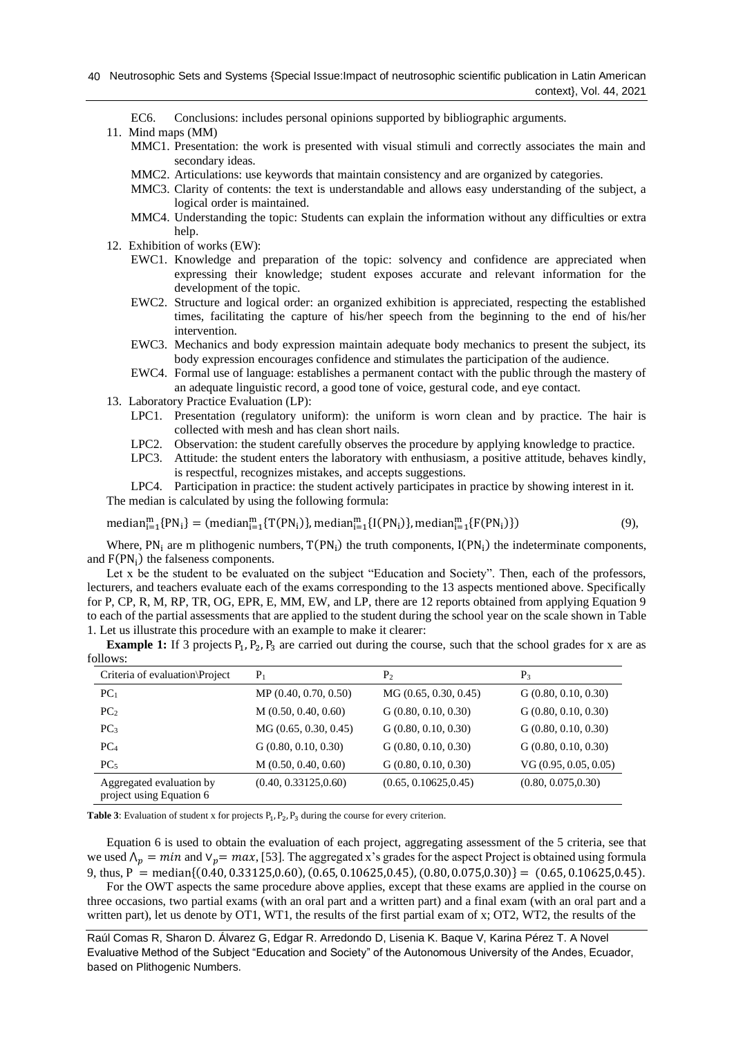EC6. Conclusions: includes personal opinions supported by bibliographic arguments.

11. Mind maps (MM)
    - MMC1. Presentation: the work is presented with visual stimuli and correctly associates the main and secondary ideas.
    - MMC2. Articulations: use keywords that maintain consistency and are organized by categories.
    - MMC3. Clarity of contents: the text is understandable and allows easy understanding of the subject, a logical order is maintained.
    - MMC4. Understanding the topic: Students can explain the information without any difficulties or extra help.
12. Exhibition of works (EW):
    - EWC1. Knowledge and preparation of the topic: solvency and confidence are appreciated when expressing their knowledge; student exposes accurate and relevant information for the development of the topic.
    - EWC2. Structure and logical order: an organized exhibition is appreciated, respecting the established times, facilitating the capture of his/her speech from the beginning to the end of his/her intervention.
    - EWC3. Mechanics and body expression maintain adequate body mechanics to present the subject, its body expression encourages confidence and stimulates the participation of the audience.
    - EWC4. Formal use of language: establishes a permanent contact with the public through the mastery of an adequate linguistic record, a good tone of voice, gestural code, and eye contact.
13. Laboratory Practice Evaluation (LP):
    - LPC1. Presentation (regulatory uniform): the uniform is worn clean and by practice. The hair is collected with mesh and has clean short nails.
    - LPC2. Observation: the student carefully observes the procedure by applying knowledge to practice.
    - LPC3. Attitude: the student enters the laboratory with enthusiasm, a positive attitude, behaves kindly, is respectful, recognizes mistakes, and accepts suggestions.
    - LPC4. Participation in practice: the student actively participates in practice by showing interest in it.

The median is calculated by using the following formula:

$$\mathrm{median}_{i=1}^{m}\{PN_i\} = \left(\mathrm{median}_{i=1}^{m}\{T(PN_i)\}, \mathrm{median}_{i=1}^{m}\{I(PN_i)\}, \mathrm{median}_{i=1}^{m}\{F(PN_i)\}\right) \quad (9),$$

Where, $PN_i$ are m plithogenic numbers, $T(PN_i)$ the truth components, $I(PN_i)$ the indeterminate components, and $F(PN_i)$ the falseness components.

Let x be the student to be evaluated on the subject "Education and Society". Then, each of the professors, lecturers, and teachers evaluate each of the exams corresponding to the 13 aspects mentioned above. Specifically for P, CP, R, M, RP, TR, OG, EPR, E, MM, EW, and LP, there are 12 reports obtained from applying Equation 9 to each of the partial assessments that are applied to the student during the school year on the scale shown in Table 1. Let us illustrate this procedure with an example to make it clearer:

**Example 1:** If 3 projects $P_1, P_2, P_3$ are carried out during the course, such that the school grades for x are as follows:

| Criteria of evaluation\Project | $P_1$ | $P_2$ | $P_3$ |
|---|---|---|---|
| $PC_1$ | MP (0.40, 0.70, 0.50) | MG (0.65, 0.30, 0.45) | G (0.80, 0.10, 0.30) |
| $PC_2$ | M (0.50, 0.40, 0.60) | G (0.80, 0.10, 0.30) | G (0.80, 0.10, 0.30) |
| $PC_3$ | MG (0.65, 0.30, 0.45) | G (0.80, 0.10, 0.30) | G (0.80, 0.10, 0.30) |
| $PC_4$ | G (0.80, 0.10, 0.30) | G (0.80, 0.10, 0.30) | G (0.80, 0.10, 0.30) |
| $PC_5$ | M (0.50, 0.40, 0.60) | G (0.80, 0.10, 0.30) | VG (0.95, 0.05, 0.05) |
| Aggregated evaluation by project using Equation 6 | (0.40, 0.33125,0.60) | (0.65, 0.10625,0.45) | (0.80, 0.075,0.30) |

**Table 3**: Evaluation of student x for projects $P_1, P_2, P_3$ during the course for every criterion.

Equation 6 is used to obtain the evaluation of each project, aggregating assessment of the 5 criteria, see that we used $\wedge_p = min$ and $\vee_p = max$, [53]. The aggregated x's grades for the aspect Project is obtained using formula 9, thus, $P = \mathrm{median}\{(0.40, 0.33125, 0.60), (0.65, 0.10625, 0.45), (0.80, 0.075, 0.30)\} = (0.65, 0.10625, 0.45)$.

For the OWT aspects the same procedure above applies, except that these exams are applied in the course on three occasions, two partial exams (with an oral part and a written part) and a final exam (with an oral part and a written part), let us denote by OT1, WT1, the results of the first partial exam of x; OT2, WT2, the results of the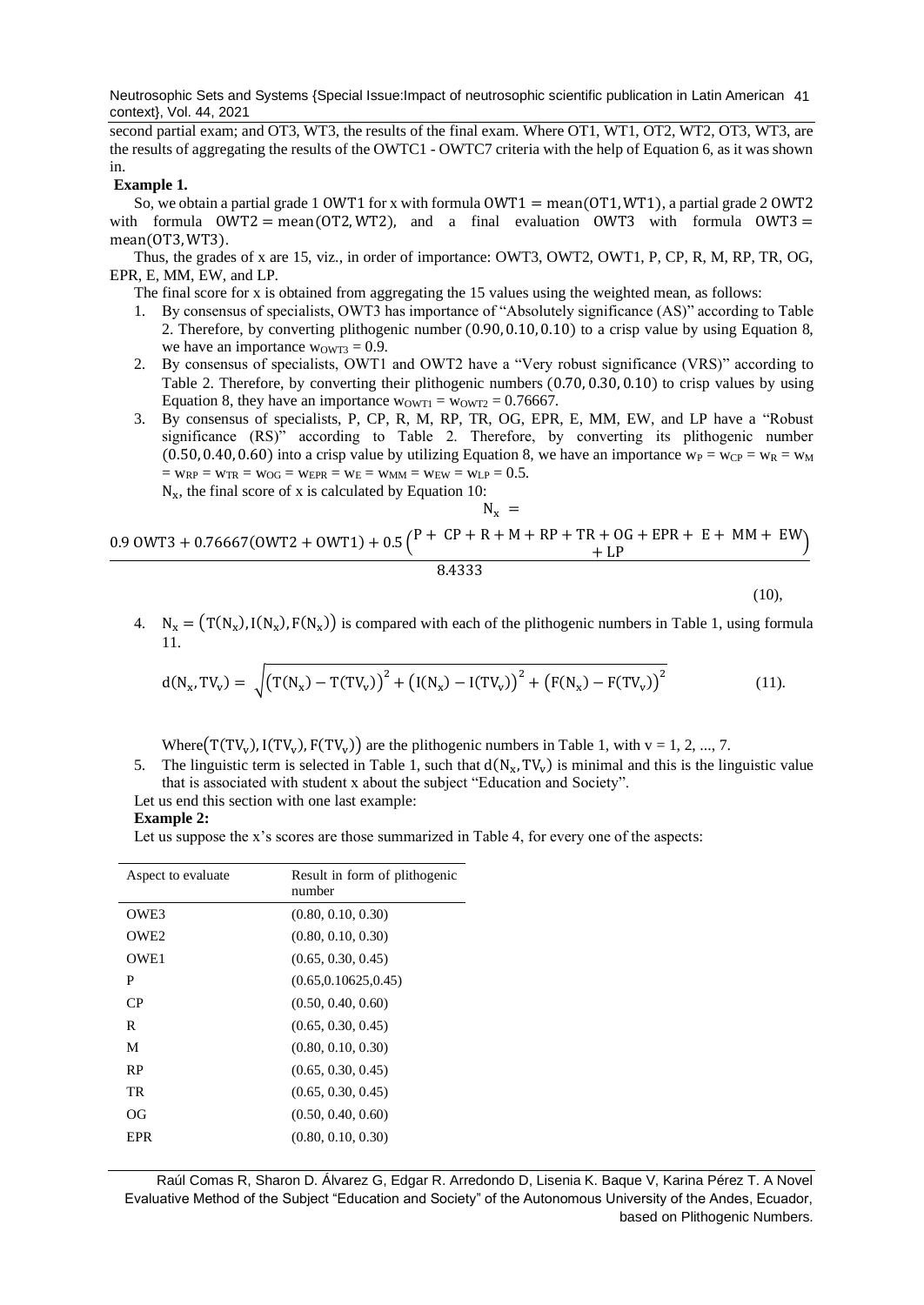second partial exam; and OT3, WT3, the results of the final exam. Where OT1, WT1, OT2, WT2, OT3, WT3, are the results of aggregating the results of the OWTC1 - OWTC7 criteria with the help of Equation 6, as it was shown in.

**Example 1.**

So, we obtain a partial grade 1 $\mathrm{OWT1}$ for x with formula $\mathrm{OWT1} = \mathrm{mean}(\mathrm{OT1}, \mathrm{WT1})$, a partial grade 2 $\mathrm{OWT2}$ with formula $\mathrm{OWT2} = \mathrm{mean}(\mathrm{OT2}, \mathrm{WT2})$, and a final evaluation $\mathrm{OWT3}$ with formula $\mathrm{OWT3} = \mathrm{mean}(\mathrm{OT3}, \mathrm{WT3})$.

Thus, the grades of x are 15, viz., in order of importance: OWT3, OWT2, OWT1, P, CP, R, M, RP, TR, OG, EPR, E, MM, EW, and LP.

The final score for x is obtained from aggregating the 15 values using the weighted mean, as follows:

1. By consensus of specialists, OWT3 has importance of "Absolutely significance (AS)" according to Table 2. Therefore, by converting plithogenic number $(0.90, 0.10, 0.10)$ to a crisp value by using Equation 8, we have an importance $w_{OWT3} = 0.9$.
2. By consensus of specialists, OWT1 and OWT2 have a "Very robust significance (VRS)" according to Table 2. Therefore, by converting their plithogenic numbers $(0.70, 0.30, 0.10)$ to crisp values by using Equation 8, they have an importance $w_{OWT1} = w_{OWT2} = 0.76667$.
3. By consensus of specialists, P, CP, R, M, RP, TR, OG, EPR, E, MM, EW, and LP have a "Robust significance (RS)" according to Table 2. Therefore, by converting its plithogenic number $(0.50, 0.40, 0.60)$ into a crisp value by utilizing Equation 8, we have an importance $w_P = w_{CP} = w_R = w_M = w_{RP} = w_{TR} = w_{OG} = w_{EPR} = w_E = w_{MM} = w_{EW} = w_{LP} = 0.5$.

   $N_x$, the final score of x is calculated by Equation 10:

$$N_x = \frac{0.9\ \mathrm{OWT3} + 0.76667(\mathrm{OWT2} + \mathrm{OWT1}) + 0.5\left(\mathrm{P} + \mathrm{CP} + \mathrm{R} + \mathrm{M} + \mathrm{RP} + \mathrm{TR} + \mathrm{OG} + \mathrm{EPR} + \mathrm{E} + \mathrm{MM} + \mathrm{EW} + \mathrm{LP}\right)}{8.4333} \quad (10),$$

4. $N_x = \left(T(N_x), I(N_x), F(N_x)\right)$ is compared with each of the plithogenic numbers in Table 1, using formula 11.

$$d(N_x, TV_v) = \sqrt{\left(T(N_x) - T(TV_v)\right)^2 + \left(I(N_x) - I(TV_v)\right)^2 + \left(F(N_x) - F(TV_v)\right)^2} \quad (11).$$

   Where $\left(T(TV_v), I(TV_v), F(TV_v)\right)$ are the plithogenic numbers in Table 1, with v = 1, 2, ..., 7.

5. The linguistic term is selected in Table 1, such that $d(N_x, TV_v)$ is minimal and this is the linguistic value that is associated with student x about the subject "Education and Society".

Let us end this section with one last example:

**Example 2:**

Let us suppose the x's scores are those summarized in Table 4, for every one of the aspects:

| Aspect to evaluate | Result in form of plithogenic number |
|---|---|
| OWE3 | (0.80, 0.10, 0.30) |
| OWE2 | (0.80, 0.10, 0.30) |
| OWE1 | (0.65, 0.30, 0.45) |
| P | (0.65,0.10625,0.45) |
| CP | (0.50, 0.40, 0.60) |
| R | (0.65, 0.30, 0.45) |
| M | (0.80, 0.10, 0.30) |
| RP | (0.65, 0.30, 0.45) |
| TR | (0.65, 0.30, 0.45) |
| OG | (0.50, 0.40, 0.60) |
| EPR | (0.80, 0.10, 0.30) |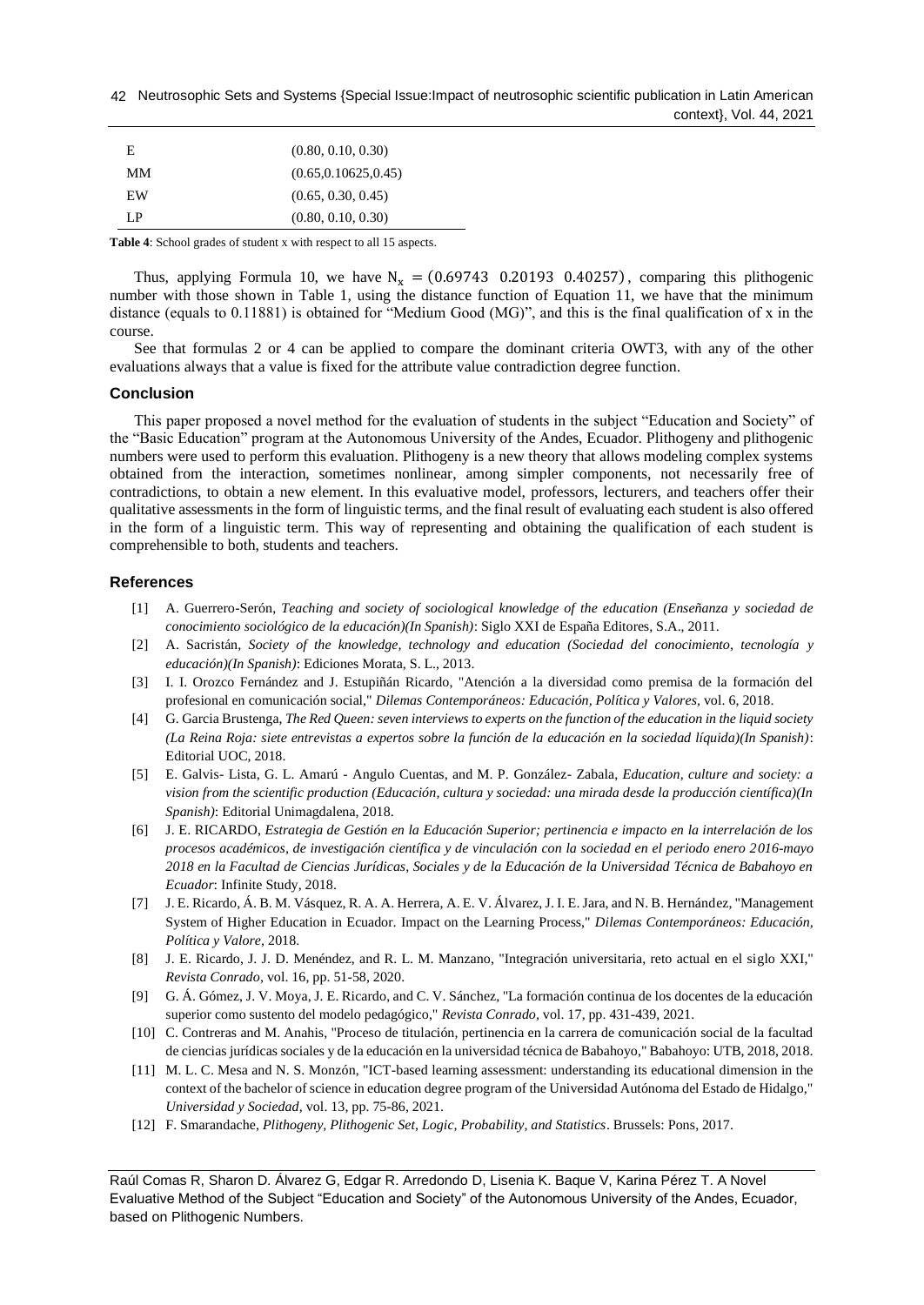| | |
|---|---|
| E | (0.80, 0.10, 0.30) |
| MM | (0.65,0.10625,0.45) |
| EW | (0.65, 0.30, 0.45) |
| LP | (0.80, 0.10, 0.30) |

**Table 4**: School grades of student x with respect to all 15 aspects.

Thus, applying Formula 10, we have $N_x = (0.69743 \;\; 0.20193 \;\; 0.40257)$, comparing this plithogenic number with those shown in Table 1, using the distance function of Equation 11, we have that the minimum distance (equals to 0.11881) is obtained for "Medium Good (MG)", and this is the final qualification of x in the course.

See that formulas 2 or 4 can be applied to compare the dominant criteria OWT3, with any of the other evaluations always that a value is fixed for the attribute value contradiction degree function.

## Conclusion

This paper proposed a novel method for the evaluation of students in the subject "Education and Society" of the "Basic Education" program at the Autonomous University of the Andes, Ecuador. Plithogeny and plithogenic numbers were used to perform this evaluation. Plithogeny is a new theory that allows modeling complex systems obtained from the interaction, sometimes nonlinear, among simpler components, not necessarily free of contradictions, to obtain a new element. In this evaluative model, professors, lecturers, and teachers offer their qualitative assessments in the form of linguistic terms, and the final result of evaluating each student is also offered in the form of a linguistic term. This way of representing and obtaining the qualification of each student is comprehensible to both, students and teachers.

## References

[1] A. Guerrero-Serón, *Teaching and society of sociological knowledge of the education (Enseñanza y sociedad de conocimiento sociológico de la educación)(In Spanish)*: Siglo XXI de España Editores, S.A., 2011.

[2] A. Sacristán, *Society of the knowledge, technology and education (Sociedad del conocimiento, tecnología y educación)(In Spanish)*: Ediciones Morata, S. L., 2013.

[3] I. I. Orozco Fernández and J. Estupiñán Ricardo, "Atención a la diversidad como premisa de la formación del profesional en comunicación social," *Dilemas Contemporáneos: Educación, Política y Valores*, vol. 6, 2018.

[4] G. Garcia Brustenga, *The Red Queen: seven interviews to experts on the function of the education in the liquid society (La Reina Roja: siete entrevistas a expertos sobre la función de la educación en la sociedad líquida)(In Spanish)*: Editorial UOC, 2018.

[5] E. Galvis- Lista, G. L. Amarú - Angulo Cuentas, and M. P. González- Zabala, *Education, culture and society: a vision from the scientific production (Educación, cultura y sociedad: una mirada desde la producción científica)(In Spanish)*: Editorial Unimagdalena, 2018.

[6] J. E. RICARDO, *Estrategia de Gestión en la Educación Superior; pertinencia e impacto en la interrelación de los procesos académicos, de investigación científica y de vinculación con la sociedad en el periodo enero 2016-mayo 2018 en la Facultad de Ciencias Jurídicas, Sociales y de la Educación de la Universidad Técnica de Babahoyo en Ecuador*: Infinite Study, 2018.

[7] J. E. Ricardo, Á. B. M. Vásquez, R. A. A. Herrera, A. E. V. Álvarez, J. I. E. Jara, and N. B. Hernández, "Management System of Higher Education in Ecuador. Impact on the Learning Process," *Dilemas Contemporáneos: Educación, Política y Valore*, 2018.

[8] J. E. Ricardo, J. J. D. Menéndez, and R. L. M. Manzano, "Integración universitaria, reto actual en el siglo XXI," *Revista Conrado*, vol. 16, pp. 51-58, 2020.

[9] G. Á. Gómez, J. V. Moya, J. E. Ricardo, and C. V. Sánchez, "La formación continua de los docentes de la educación superior como sustento del modelo pedagógico," *Revista Conrado*, vol. 17, pp. 431-439, 2021.

[10] C. Contreras and M. Anahis, "Proceso de titulación, pertinencia en la carrera de comunicación social de la facultad de ciencias jurídicas sociales y de la educación en la universidad técnica de Babahoyo," Babahoyo: UTB, 2018, 2018.

[11] M. L. C. Mesa and N. S. Monzón, "ICT-based learning assessment: understanding its educational dimension in the context of the bachelor of science in education degree program of the Universidad Autónoma del Estado de Hidalgo," *Universidad y Sociedad*, vol. 13, pp. 75-86, 2021.

[12] F. Smarandache, *Plithogeny, Plithogenic Set, Logic, Probability, and Statistics*. Brussels: Pons, 2017.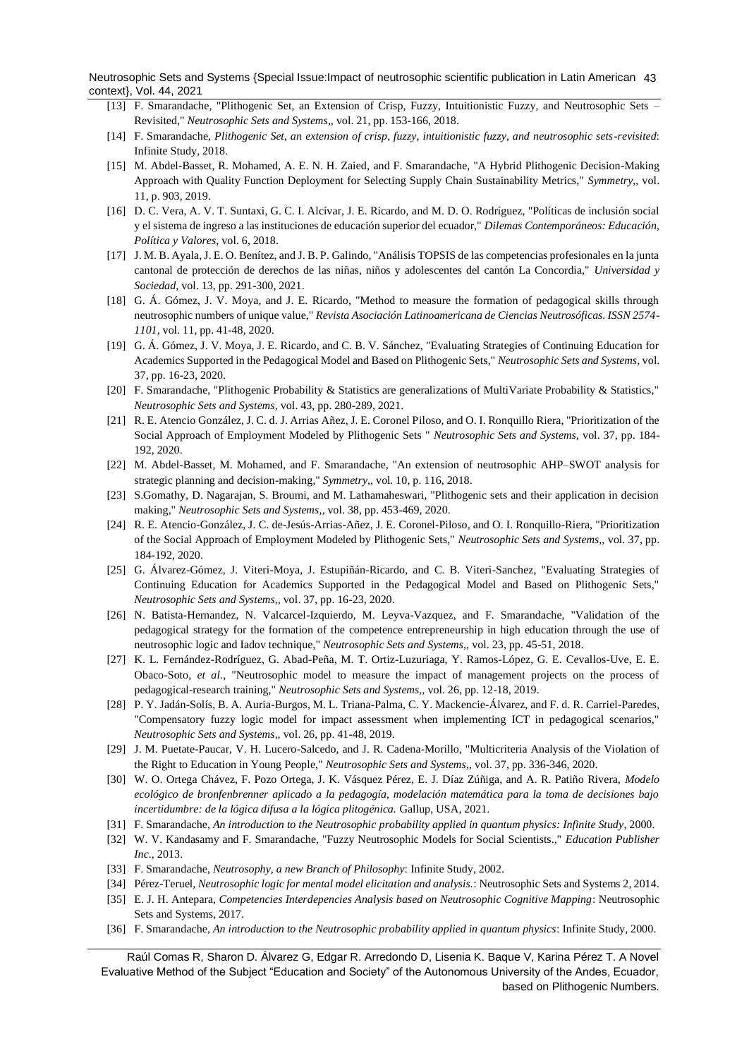[13] F. Smarandache, "Plithogenic Set, an Extension of Crisp, Fuzzy, Intuitionistic Fuzzy, and Neutrosophic Sets – Revisited," *Neutrosophic Sets and Systems,*, vol. 21, pp. 153-166, 2018.

[14] F. Smarandache, *Plithogenic Set, an extension of crisp, fuzzy, intuitionistic fuzzy, and neutrosophic sets-revisited*: Infinite Study, 2018.

[15] M. Abdel-Basset, R. Mohamed, A. E. N. H. Zaied, and F. Smarandache, "A Hybrid Plithogenic Decision-Making Approach with Quality Function Deployment for Selecting Supply Chain Sustainability Metrics," *Symmetry,*, vol. 11, p. 903, 2019.

[16] D. C. Vera, A. V. T. Suntaxi, G. C. I. Alcívar, J. E. Ricardo, and M. D. O. Rodríguez, "Políticas de inclusión social y el sistema de ingreso a las instituciones de educación superior del ecuador," *Dilemas Contemporáneos: Educación, Política y Valores,* vol. 6, 2018.

[17] J. M. B. Ayala, J. E. O. Benítez, and J. B. P. Galindo, "Análisis TOPSIS de las competencias profesionales en la junta cantonal de protección de derechos de las niñas, niños y adolescentes del cantón La Concordia," *Universidad y Sociedad,* vol. 13, pp. 291-300, 2021.

[18] G. Á. Gómez, J. V. Moya, and J. E. Ricardo, "Method to measure the formation of pedagogical skills through neutrosophic numbers of unique value," *Revista Asociación Latinoamericana de Ciencias Neutrosóficas. ISSN 2574-1101,* vol. 11, pp. 41-48, 2020.

[19] G. Á. Gómez, J. V. Moya, J. E. Ricardo, and C. B. V. Sánchez, "Evaluating Strategies of Continuing Education for Academics Supported in the Pedagogical Model and Based on Plithogenic Sets," *Neutrosophic Sets and Systems,* vol. 37, pp. 16-23, 2020.

[20] F. Smarandache, "Plithogenic Probability & Statistics are generalizations of MultiVariate Probability & Statistics," *Neutrosophic Sets and Systems,* vol. 43, pp. 280-289, 2021.

[21] R. E. Atencio González, J. C. d. J. Arrias Añez, J. E. Coronel Piloso, and O. I. Ronquillo Riera, "Prioritization of the Social Approach of Employment Modeled by Plithogenic Sets " *Neutrosophic Sets and Systems,* vol. 37, pp. 184-192, 2020.

[22] M. Abdel-Basset, M. Mohamed, and F. Smarandache, "An extension of neutrosophic AHP–SWOT analysis for strategic planning and decision-making," *Symmetry,*, vol. 10, p. 116, 2018.

[23] S.Gomathy, D. Nagarajan, S. Broumi, and M. Lathamaheswari, "Plithogenic sets and their application in decision making," *Neutrosophic Sets and Systems,*, vol. 38, pp. 453-469, 2020.

[24] R. E. Atencio-González, J. C. de-Jesús-Arrias-Añez, J. E. Coronel-Piloso, and O. I. Ronquillo-Riera, "Prioritization of the Social Approach of Employment Modeled by Plithogenic Sets," *Neutrosophic Sets and Systems,*, vol. 37, pp. 184-192, 2020.

[25] G. Álvarez-Gómez, J. Viteri-Moya, J. Estupiñán-Ricardo, and C. B. Viteri-Sanchez, "Evaluating Strategies of Continuing Education for Academics Supported in the Pedagogical Model and Based on Plithogenic Sets," *Neutrosophic Sets and Systems,*, vol. 37, pp. 16-23, 2020.

[26] N. Batista-Hernandez, N. Valcarcel-Izquierdo, M. Leyva-Vazquez, and F. Smarandache, "Validation of the pedagogical strategy for the formation of the competence entrepreneurship in high education through the use of neutrosophic logic and Iadov technique," *Neutrosophic Sets and Systems,*, vol. 23, pp. 45-51, 2018.

[27] K. L. Fernández-Rodríguez, G. Abad-Peña, M. T. Ortiz-Luzuriaga, Y. Ramos-López, G. E. Cevallos-Uve, E. E. Obaco-Soto, *et al.*, "Neutrosophic model to measure the impact of management projects on the process of pedagogical-research training," *Neutrosophic Sets and Systems,*, vol. 26, pp. 12-18, 2019.

[28] P. Y. Jadán-Solís, B. A. Auria-Burgos, M. L. Triana-Palma, C. Y. Mackencie-Álvarez, and F. d. R. Carriel-Paredes, "Compensatory fuzzy logic model for impact assessment when implementing ICT in pedagogical scenarios," *Neutrosophic Sets and Systems,*, vol. 26, pp. 41-48, 2019.

[29] J. M. Puetate-Paucar, V. H. Lucero-Salcedo, and J. R. Cadena-Morillo, "Multicriteria Analysis of the Violation of the Right to Education in Young People," *Neutrosophic Sets and Systems,*, vol. 37, pp. 336-346, 2020.

[30] W. O. Ortega Chávez, F. Pozo Ortega, J. K. Vásquez Pérez, E. J. Díaz Zúñiga, and A. R. Patiño Rivera, *Modelo ecológico de bronfenbrenner aplicado a la pedagogía, modelación matemática para la toma de decisiones bajo incertidumbre: de la lógica difusa a la lógica plitogénica.* Gallup, USA, 2021.

[31] F. Smarandache, *An introduction to the Neutrosophic probability applied in quantum physics: Infinite Study*, 2000.

[32] W. V. Kandasamy and F. Smarandache, "Fuzzy Neutrosophic Models for Social Scientists.," *Education Publisher Inc.*, 2013.

[33] F. Smarandache, *Neutrosophy, a new Branch of Philosophy*: Infinite Study, 2002.

[34] Pérez-Teruel, *Neutrosophic logic for mental model elicitation and analysis.*: Neutrosophic Sets and Systems 2, 2014.

[35] E. J. H. Antepara, *Competencies Interdepencies Analysis based on Neutrosophic Cognitive Mapping*: Neutrosophic Sets and Systems, 2017.

[36] F. Smarandache, *An introduction to the Neutrosophic probability applied in quantum physics*: Infinite Study, 2000.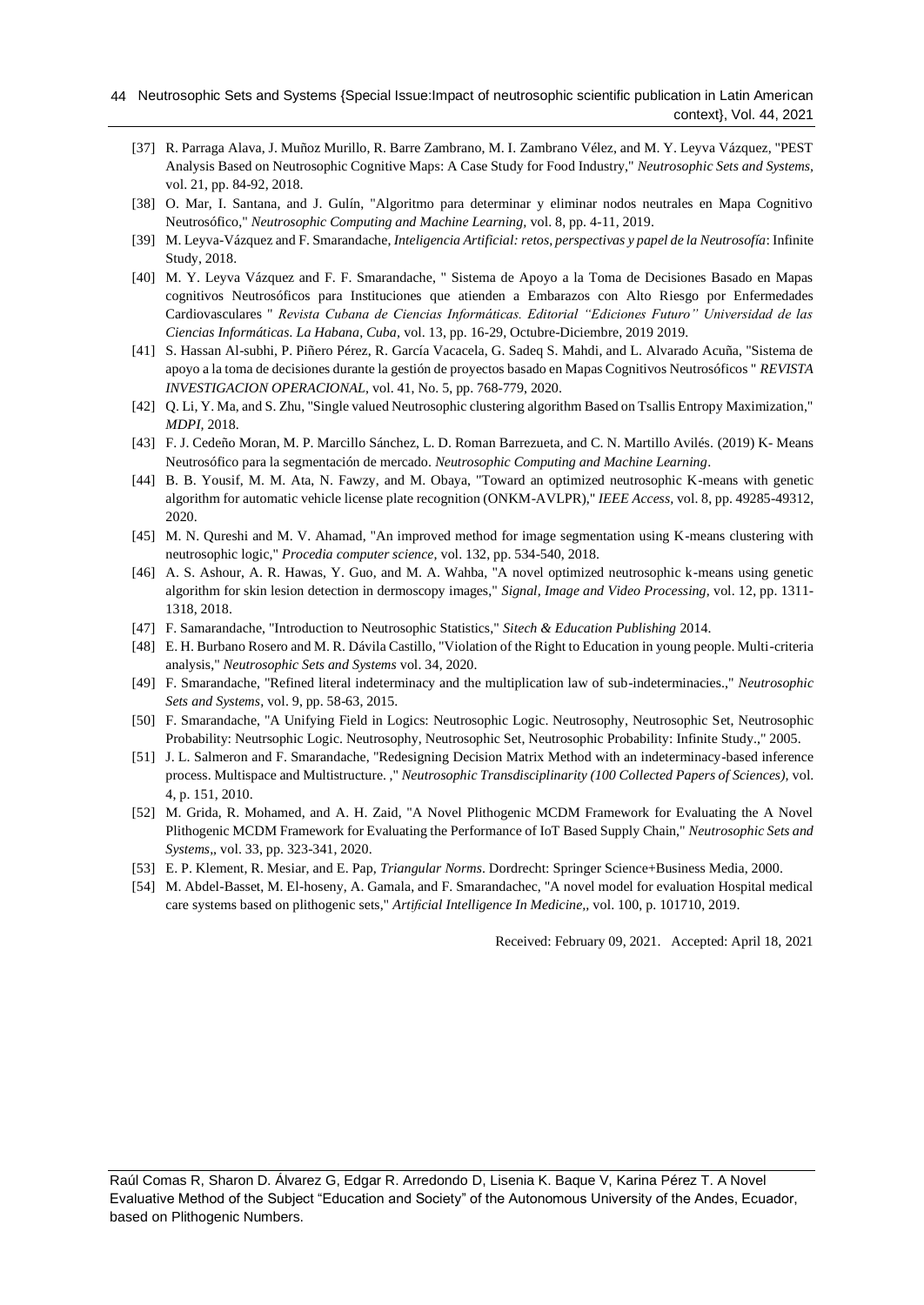[37] R. Parraga Alava, J. Muñoz Murillo, R. Barre Zambrano, M. I. Zambrano Vélez, and M. Y. Leyva Vázquez, "PEST Analysis Based on Neutrosophic Cognitive Maps: A Case Study for Food Industry," *Neutrosophic Sets and Systems*, vol. 21, pp. 84-92, 2018.

[38] O. Mar, I. Santana, and J. Gulín, "Algoritmo para determinar y eliminar nodos neutrales en Mapa Cognitivo Neutrosófico," *Neutrosophic Computing and Machine Learning*, vol. 8, pp. 4-11, 2019.

[39] M. Leyva-Vázquez and F. Smarandache, *Inteligencia Artificial: retos, perspectivas y papel de la Neutrosofía*: Infinite Study, 2018.

[40] M. Y. Leyva Vázquez and F. F. Smarandache, " Sistema de Apoyo a la Toma de Decisiones Basado en Mapas cognitivos Neutrosóficos para Instituciones que atienden a Embarazos con Alto Riesgo por Enfermedades Cardiovasculares " *Revista Cubana de Ciencias Informáticas. Editorial "Ediciones Futuro" Universidad de las Ciencias Informáticas. La Habana, Cuba*, vol. 13, pp. 16-29, Octubre-Diciembre, 2019 2019.

[41] S. Hassan Al-subhi, P. Piñero Pérez, R. García Vacacela, G. Sadeq S. Mahdi, and L. Alvarado Acuña, "Sistema de apoyo a la toma de decisiones durante la gestión de proyectos basado en Mapas Cognitivos Neutrosóficos " *REVISTA INVESTIGACION OPERACIONAL*, vol. 41, No. 5, pp. 768-779, 2020.

[42] Q. Li, Y. Ma, and S. Zhu, "Single valued Neutrosophic clustering algorithm Based on Tsallis Entropy Maximization," *MDPI*, 2018.

[43] F. J. Cedeño Moran, M. P. Marcillo Sánchez, L. D. Roman Barrezueta, and C. N. Martillo Avilés. (2019) K- Means Neutrosófico para la segmentación de mercado. *Neutrosophic Computing and Machine Learning*.

[44] B. B. Yousif, M. M. Ata, N. Fawzy, and M. Obaya, "Toward an optimized neutrosophic K-means with genetic algorithm for automatic vehicle license plate recognition (ONKM-AVLPR)," *IEEE Access*, vol. 8, pp. 49285-49312, 2020.

[45] M. N. Qureshi and M. V. Ahamad, "An improved method for image segmentation using K-means clustering with neutrosophic logic," *Procedia computer science*, vol. 132, pp. 534-540, 2018.

[46] A. S. Ashour, A. R. Hawas, Y. Guo, and M. A. Wahba, "A novel optimized neutrosophic k-means using genetic algorithm for skin lesion detection in dermoscopy images," *Signal, Image and Video Processing*, vol. 12, pp. 1311-1318, 2018.

[47] F. Samarandache, "Introduction to Neutrosophic Statistics," *Sitech & Education Publishing* 2014.

[48] E. H. Burbano Rosero and M. R. Dávila Castillo, "Violation of the Right to Education in young people. Multi-criteria analysis," *Neutrosophic Sets and Systems* vol. 34, 2020.

[49] F. Smarandache, "Refined literal indeterminacy and the multiplication law of sub-indeterminacies.," *Neutrosophic Sets and Systems*, vol. 9, pp. 58-63, 2015.

[50] F. Smarandache, "A Unifying Field in Logics: Neutrosophic Logic. Neutrosophy, Neutrosophic Set, Neutrosophic Probability: Neutrsophic Logic. Neutrosophy, Neutrosophic Set, Neutrosophic Probability: Infinite Study.," 2005.

[51] J. L. Salmeron and F. Smarandache, "Redesigning Decision Matrix Method with an indeterminacy-based inference process. Multispace and Multistructure. ," *Neutrosophic Transdisciplinarity (100 Collected Papers of Sciences)*, vol. 4, p. 151, 2010.

[52] M. Grida, R. Mohamed, and A. H. Zaid, "A Novel Plithogenic MCDM Framework for Evaluating the A Novel Plithogenic MCDM Framework for Evaluating the Performance of IoT Based Supply Chain," *Neutrosophic Sets and Systems*,, vol. 33, pp. 323-341, 2020.

[53] E. P. Klement, R. Mesiar, and E. Pap, *Triangular Norms*. Dordrecht: Springer Science+Business Media, 2000.

[54] M. Abdel-Basset, M. El-hoseny, A. Gamala, and F. Smarandachec, "A novel model for evaluation Hospital medical care systems based on plithogenic sets," *Artificial Intelligence In Medicine*,, vol. 100, p. 101710, 2019.

Received: February 09, 2021. Accepted: April 18, 2021